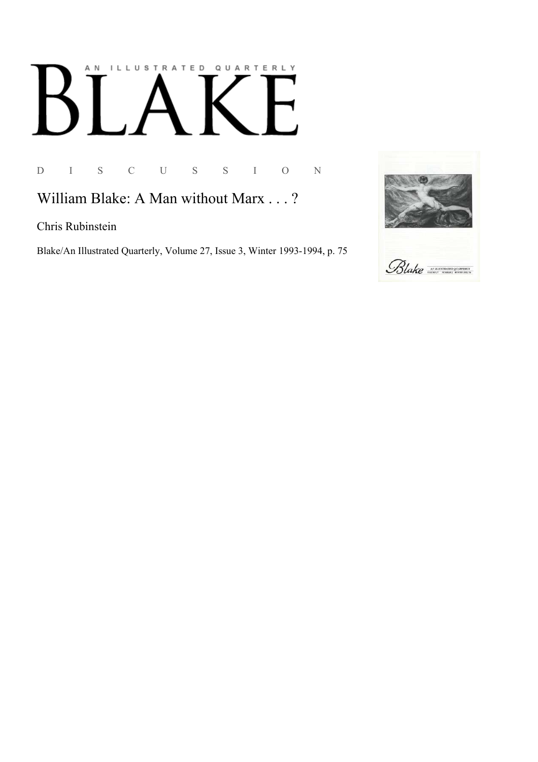AN ILLUSTRATED QUARTERLY

# BLAKE

D I S C U S S I O N

## William Blake: A Man without Marx . . . ?

Chris Rubinstein

Blake/An Illustrated Quarterly, Volume 27, Issue 3, Winter 1993-1994, p. 75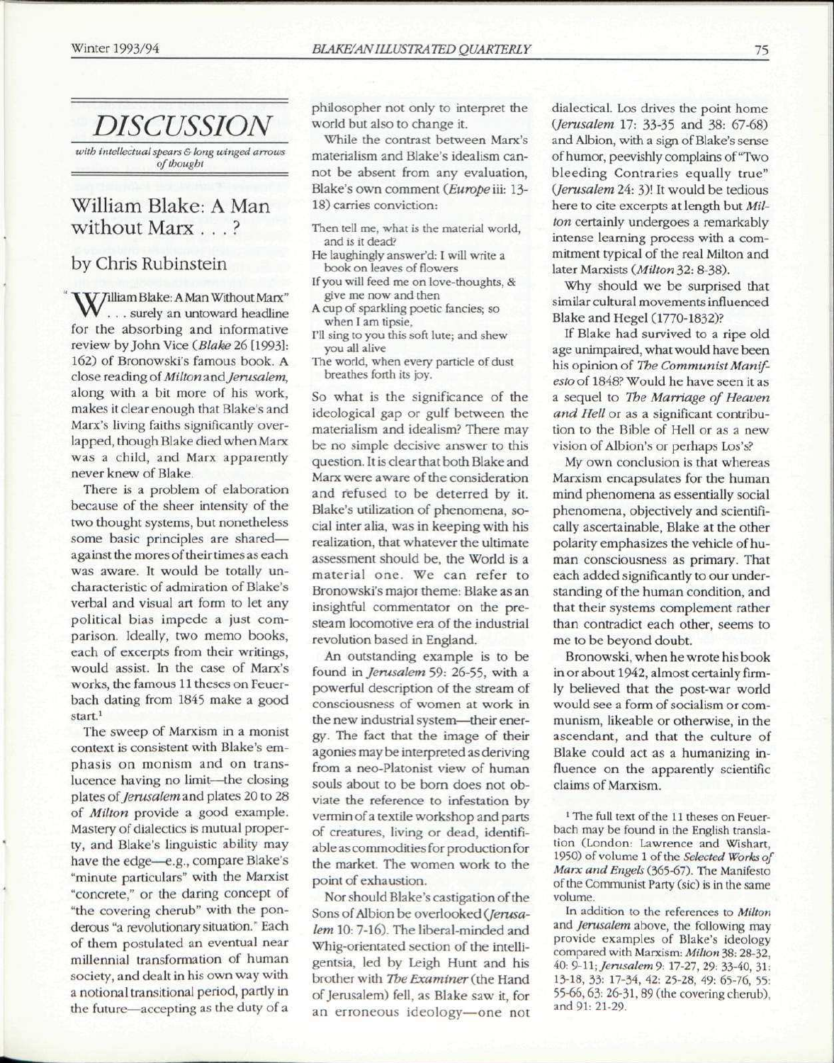# DISCUSSION

*with intellectual spears & long winged arrows of thought*

## William Blake: A Man without Marx . . . ?

### by Chris Rubinstein

"William Blake: A Man Without Marx" . . . surely an untoward headline for the absorbing and informative review by John Vice (*Blake* 26 [1993]: 162) of Bronowski's famous book. A close reading of *Milton* and *Jerusalem*, along with a bit more of his work, makes it clear enough that Blake's and Marx's living faiths significantly overlapped, though Blake died when Marx was a child, and Marx apparently never knew of Blake.

There is a problem of elaboration because of the sheer intensity of the two thought systems, but nonetheless some basic principles are shared—against the mores of their times as each was aware. It would be totally uncharacteristic of admiration of Blake's verbal and visual art form to let any political bias impede a just comparison. Ideally, two memo books, each of excerpts from their writings, would assist. In the case of Marx's works, the famous 11 theses on Feuerbach dating from 1845 make a good start.[1]

The sweep of Marxism in a monist context is consistent with Blake's emphasis on monism and on translucence having no limit—the closing plates of *Jerusalem* and plates 20 to 28 of *Milton* provide a good example. Mastery of dialectics is mutual property, and Blake's linguistic ability may have the edge—e.g., compare Blake's "minute particulars" with the Marxist "concrete," or the daring concept of "the covering cherub" with the ponderous "a revolutionary situation." Each of them postulated an eventual near millennial transformation of human society, and dealt in his own way with a notional transitional period, partly in the future—accepting as the duty of a philosopher not only to interpret the world but also to change it.

While the contrast between Marx's materialism and Blake's idealism cannot be absent from any evaluation, Blake's own comment (*Europe* iii: 13-18) carries conviction:

> Then tell me, what is the material world, and is it dead?
> He laughingly answer'd: I will write a book on leaves of flowers
> If you will feed me on love-thoughts, & give me now and then
> A cup of sparkling poetic fancies; so when I am tipsie,
> I'll sing to you this soft lute; and shew you all alive
> The world, when every particle of dust breathes forth its joy.

So what is the significance of the ideological gap or gulf between the materialism and idealism? There may be no simple decisive answer to this question. It is clear that both Blake and Marx were aware of the consideration and refused to be deterred by it. Blake's utilization of phenomena, social inter alia, was in keeping with his realization, that whatever the ultimate assessment should be, the World is a material one. We can refer to Bronowski's major theme: Blake as an insightful commentator on the pre-steam locomotive era of the industrial revolution based in England.

An outstanding example is to be found in *Jerusalem* 59: 26-55, with a powerful description of the stream of consciousness of women at work in the new industrial system—their energy. The fact that the image of their agonies may be interpreted as deriving from a neo-Platonist view of human souls about to be born does not obviate the reference to infestation by vermin of a textile workshop and parts of creatures, living or dead, identifiable as commodities for production for the market. The women work to the point of exhaustion.

Nor should Blake's castigation of the Sons of Albion be overlooked (*Jerusalem* 10: 7-16). The liberal-minded and Whig-orientated section of the intelligentsia, led by Leigh Hunt and his brother with *The Examiner* (the Hand of Jerusalem) fell, as Blake saw it, for an erroneous ideology—one not dialectical. Los drives the point home (*Jerusalem* 17: 33-35 and 38: 67-68) and Albion, with a sign of Blake's sense of humor, peevishly complains of "Two bleeding Contraries equally true" (*Jerusalem* 24: 3)! It would be tedious here to cite excerpts at length but *Milton* certainly undergoes a remarkably intense learning process with a commitment typical of the real Milton and later Marxists (*Milton* 32: 8-38).

Why should we be surprised that similar cultural movements influenced Blake and Hegel (1770-1832)?

If Blake had survived to a ripe old age unimpaired, what would have been his opinion of *The Communist Manifesto* of 1848? Would he have seen it as a sequel to *The Marriage of Heaven and Hell* or as a significant contribution to the Bible of Hell or as a new vision of Albion's or perhaps Los's?

My own conclusion is that whereas Marxism encapsulates for the human mind phenomena as essentially social phenomena, objectively and scientifically ascertainable, Blake at the other polarity emphasizes the vehicle of human consciousness as primary. That each added significantly to our understanding of the human condition, and that their systems complement rather than contradict each other, seems to me to be beyond doubt.

Bronowski, when he wrote his book in or about 1942, almost certainly firmly believed that the post-war world would see a form of socialism or communism, likeable or otherwise, in the ascendant, and that the culture of Blake could act as a humanizing influence on the apparently scientific claims of Marxism.

[1] The full text of the 11 theses on Feuerbach may be found in the English translation (London: Lawrence and Wishart, 1950) of volume 1 of the *Selected Works of Marx and Engels* (365-67). The Manifesto of the Communist Party (sic) is in the same volume.

In addition to the references to *Milton* and *Jerusalem* above, the following may provide examples of Blake's ideology compared with Marxism: *Milton* 38: 28-32, 40: 9-11; *Jerusalem* 9: 17-27, 29: 33-40, 31: 13-18, 33: 17-34, 42: 25-28, 49: 65-76, 55: 55-66, 63: 26-31, 89 (the covering cherub), and 91: 21-29.